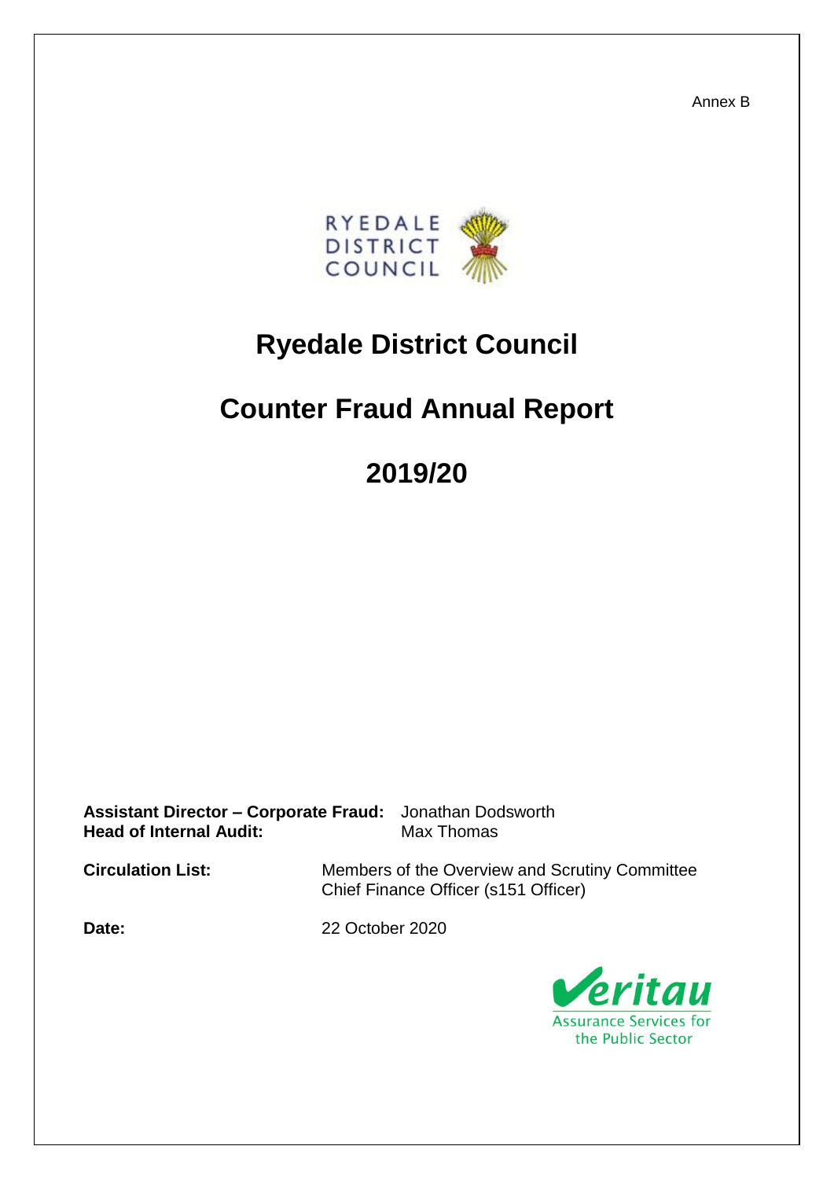Annex B

# Ryedale District Council

# Counter Fraud Annual Report

# 2019/20

**Assistant Director – Corporate Fraud:** Jonathan Dodsworth
**Head of Internal Audit:** Max Thomas

**Circulation List:** Members of the Overview and Scrutiny Committee
Chief Finance Officer (s151 Officer)

**Date:** 22 October 2020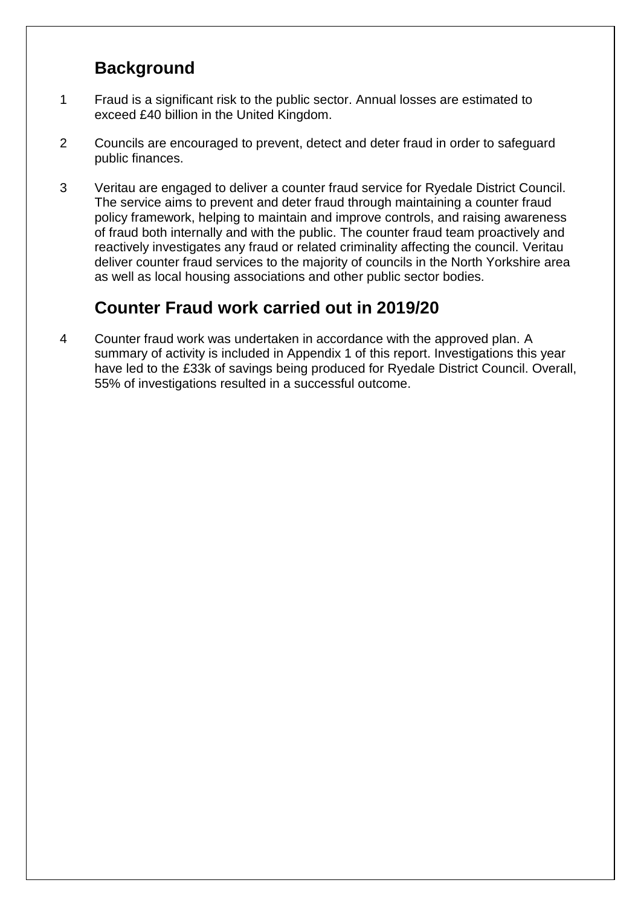## Background

1 Fraud is a significant risk to the public sector. Annual losses are estimated to exceed £40 billion in the United Kingdom.

2 Councils are encouraged to prevent, detect and deter fraud in order to safeguard public finances.

3 Veritau are engaged to deliver a counter fraud service for Ryedale District Council. The service aims to prevent and deter fraud through maintaining a counter fraud policy framework, helping to maintain and improve controls, and raising awareness of fraud both internally and with the public. The counter fraud team proactively and reactively investigates any fraud or related criminality affecting the council. Veritau deliver counter fraud services to the majority of councils in the North Yorkshire area as well as local housing associations and other public sector bodies.

## Counter Fraud work carried out in 2019/20

4 Counter fraud work was undertaken in accordance with the approved plan. A summary of activity is included in Appendix 1 of this report. Investigations this year have led to the £33k of savings being produced for Ryedale District Council. Overall, 55% of investigations resulted in a successful outcome.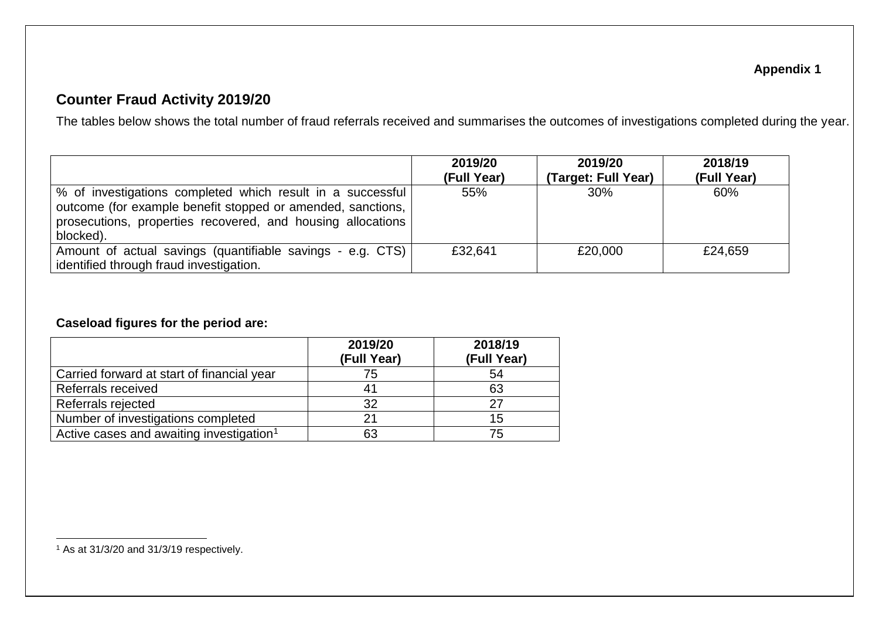**Appendix 1**

## Counter Fraud Activity 2019/20

The tables below shows the total number of fraud referrals received and summarises the outcomes of investigations completed during the year.

| | 2019/20 (Full Year) | 2019/20 (Target: Full Year) | 2018/19 (Full Year) |
|---|---|---|---|
| % of investigations completed which result in a successful outcome (for example benefit stopped or amended, sanctions, prosecutions, properties recovered, and housing allocations blocked). | 55% | 30% | 60% |
| Amount of actual savings (quantifiable savings - e.g. CTS) identified through fraud investigation. | £32,641 | £20,000 | £24,659 |

**Caseload figures for the period are:**

| | 2019/20 (Full Year) | 2018/19 (Full Year) |
|---|---|---|
| Carried forward at start of financial year | 75 | 54 |
| Referrals received | 41 | 63 |
| Referrals rejected | 32 | 27 |
| Number of investigations completed | 21 | 15 |
| Active cases and awaiting investigation[1] | 63 | 75 |

[1] As at 31/3/20 and 31/3/19 respectively.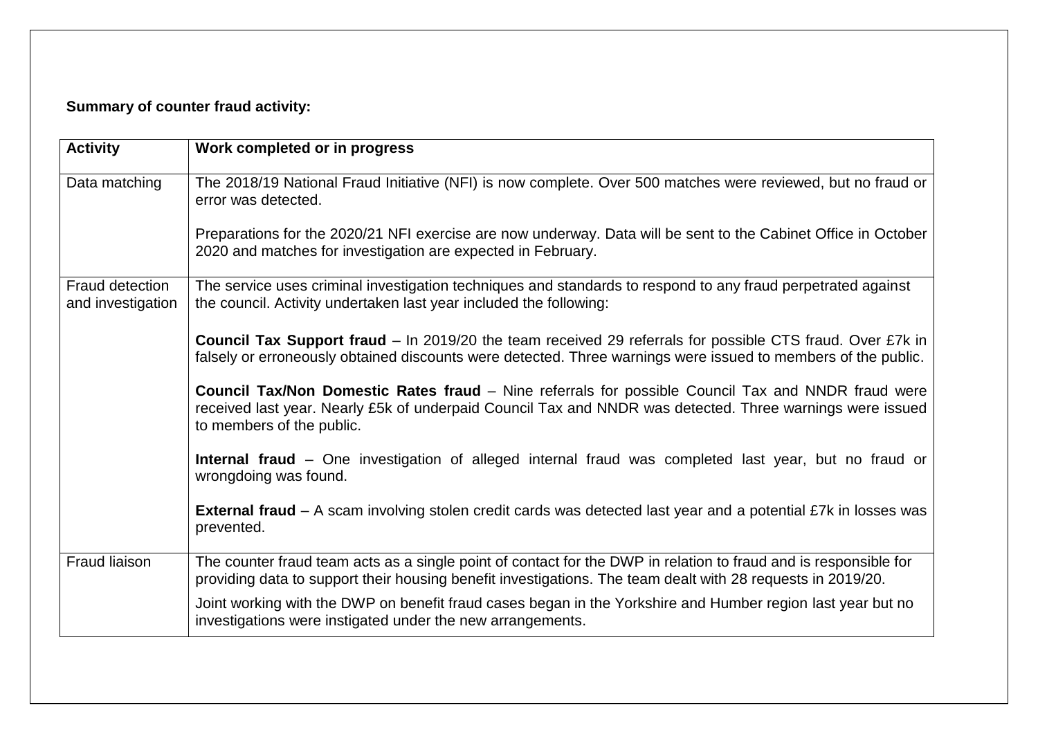**Summary of counter fraud activity:**

| Activity | Work completed or in progress |
|---|---|
| Data matching | The 2018/19 National Fraud Initiative (NFI) is now complete. Over 500 matches were reviewed, but no fraud or error was detected.<br><br>Preparations for the 2020/21 NFI exercise are now underway. Data will be sent to the Cabinet Office in October 2020 and matches for investigation are expected in February. |
| Fraud detection and investigation | The service uses criminal investigation techniques and standards to respond to any fraud perpetrated against the council. Activity undertaken last year included the following:<br><br>**Council Tax Support fraud** – In 2019/20 the team received 29 referrals for possible CTS fraud. Over £7k in falsely or erroneously obtained discounts were detected. Three warnings were issued to members of the public.<br><br>**Council Tax/Non Domestic Rates fraud** – Nine referrals for possible Council Tax and NNDR fraud were received last year. Nearly £5k of underpaid Council Tax and NNDR was detected. Three warnings were issued to members of the public.<br><br>**Internal fraud** – One investigation of alleged internal fraud was completed last year, but no fraud or wrongdoing was found.<br><br>**External fraud** – A scam involving stolen credit cards was detected last year and a potential £7k in losses was prevented. |
| Fraud liaison | The counter fraud team acts as a single point of contact for the DWP in relation to fraud and is responsible for providing data to support their housing benefit investigations. The team dealt with 28 requests in 2019/20.<br><br>Joint working with the DWP on benefit fraud cases began in the Yorkshire and Humber region last year but no investigations were instigated under the new arrangements. |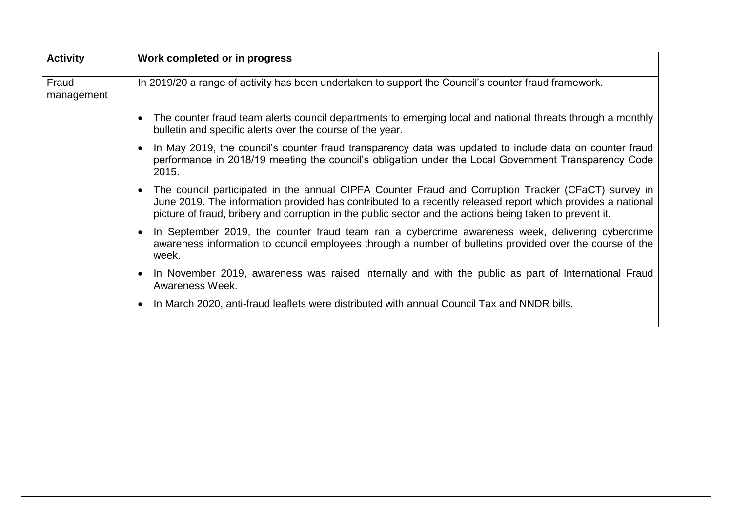| Activity | Work completed or in progress |
|---|---|
| Fraud management | In 2019/20 a range of activity has been undertaken to support the Council's counter fraud framework.<br><br>• The counter fraud team alerts council departments to emerging local and national threats through a monthly bulletin and specific alerts over the course of the year.<br>• In May 2019, the council's counter fraud transparency data was updated to include data on counter fraud performance in 2018/19 meeting the council's obligation under the Local Government Transparency Code 2015.<br>• The council participated in the annual CIPFA Counter Fraud and Corruption Tracker (CFaCT) survey in June 2019. The information provided has contributed to a recently released report which provides a national picture of fraud, bribery and corruption in the public sector and the actions being taken to prevent it.<br>• In September 2019, the counter fraud team ran a cybercrime awareness week, delivering cybercrime awareness information to council employees through a number of bulletins provided over the course of the week.<br>• In November 2019, awareness was raised internally and with the public as part of International Fraud Awareness Week.<br>• In March 2020, anti-fraud leaflets were distributed with annual Council Tax and NNDR bills. |